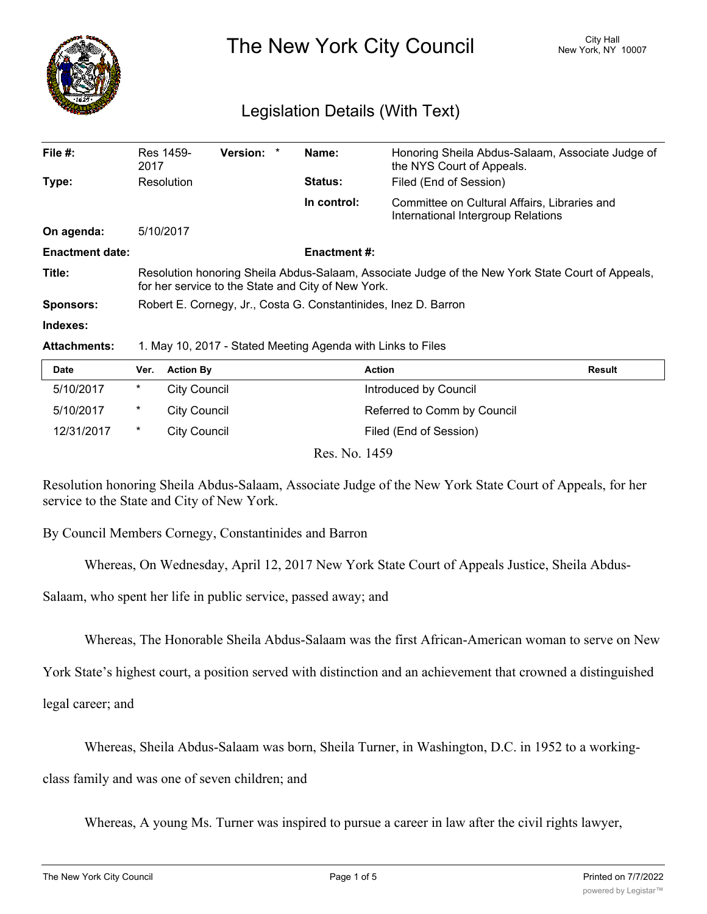# The New York City Council

City Hall
New York, NY 10007

## Legislation Details (With Text)

| | | | | | |
|---|---|---|---|---|---|
| **File #:** | Res 1459-2017 | **Version:** * | | **Name:** | Honoring Sheila Abdus-Salaam, Associate Judge of the NYS Court of Appeals. |
| **Type:** | Resolution | | | **Status:** | Filed (End of Session) |
| | | | | **In control:** | Committee on Cultural Affairs, Libraries and International Intergroup Relations |
| **On agenda:** | 5/10/2017 | | | | |
| **Enactment date:** | | | | **Enactment #:** | |

**Title:** Resolution honoring Sheila Abdus-Salaam, Associate Judge of the New York State Court of Appeals, for her service to the State and City of New York.

**Sponsors:** Robert E. Cornegy, Jr., Costa G. Constantinides, Inez D. Barron

**Indexes:**

**Attachments:** 1. May 10, 2017 - Stated Meeting Agenda with Links to Files

| Date | Ver. | Action By | Action | Result |
|---|---|---|---|---|
| 5/10/2017 | * | City Council | Introduced by Council | |
| 5/10/2017 | * | City Council | Referred to Comm by Council | |
| 12/31/2017 | * | City Council | Filed (End of Session) | |

Res. No. 1459

Resolution honoring Sheila Abdus-Salaam, Associate Judge of the New York State Court of Appeals, for her service to the State and City of New York.

By Council Members Cornegy, Constantinides and Barron

Whereas, On Wednesday, April 12, 2017 New York State Court of Appeals Justice, Sheila Abdus-Salaam, who spent her life in public service, passed away; and

Whereas, The Honorable Sheila Abdus-Salaam was the first African-American woman to serve on New York State's highest court, a position served with distinction and an achievement that crowned a distinguished legal career; and

Whereas, Sheila Abdus-Salaam was born, Sheila Turner, in Washington, D.C. in 1952 to a working-class family and was one of seven children; and

Whereas, A young Ms. Turner was inspired to pursue a career in law after the civil rights lawyer,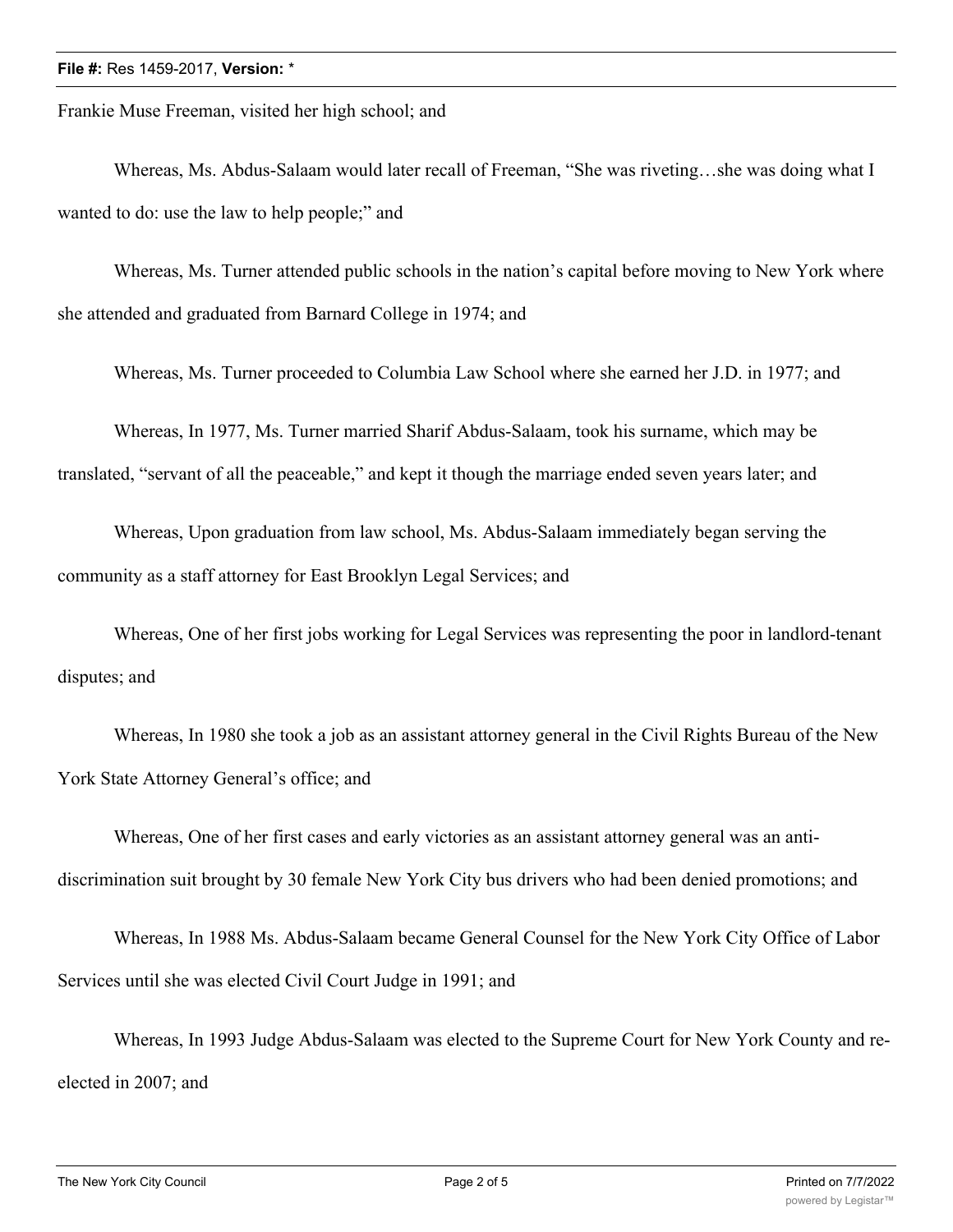Frankie Muse Freeman, visited her high school; and

Whereas, Ms. Abdus-Salaam would later recall of Freeman, "She was riveting…she was doing what I wanted to do: use the law to help people;" and

Whereas, Ms. Turner attended public schools in the nation's capital before moving to New York where she attended and graduated from Barnard College in 1974; and

Whereas, Ms. Turner proceeded to Columbia Law School where she earned her J.D. in 1977; and

Whereas, In 1977, Ms. Turner married Sharif Abdus-Salaam, took his surname, which may be translated, "servant of all the peaceable," and kept it though the marriage ended seven years later; and

Whereas, Upon graduation from law school, Ms. Abdus-Salaam immediately began serving the community as a staff attorney for East Brooklyn Legal Services; and

Whereas, One of her first jobs working for Legal Services was representing the poor in landlord-tenant disputes; and

Whereas, In 1980 she took a job as an assistant attorney general in the Civil Rights Bureau of the New York State Attorney General's office; and

Whereas, One of her first cases and early victories as an assistant attorney general was an anti-discrimination suit brought by 30 female New York City bus drivers who had been denied promotions; and

Whereas, In 1988 Ms. Abdus-Salaam became General Counsel for the New York City Office of Labor Services until she was elected Civil Court Judge in 1991; and

Whereas, In 1993 Judge Abdus-Salaam was elected to the Supreme Court for New York County and re-elected in 2007; and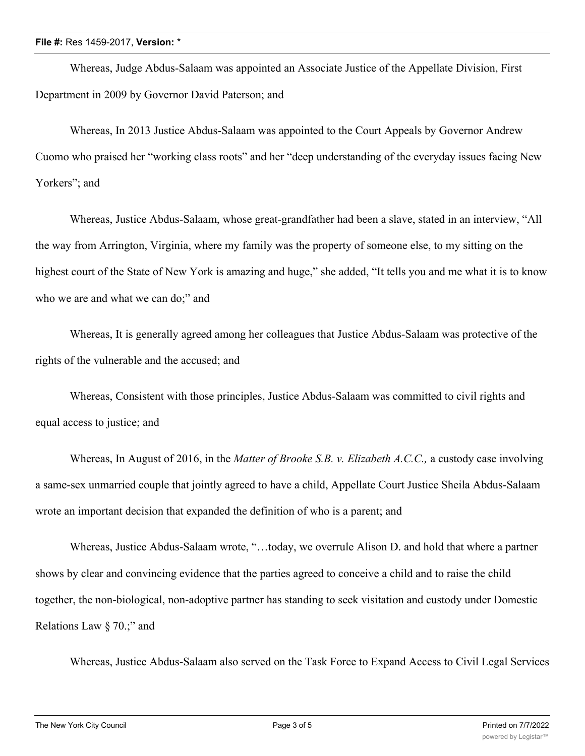Whereas, Judge Abdus-Salaam was appointed an Associate Justice of the Appellate Division, First Department in 2009 by Governor David Paterson; and

Whereas, In 2013 Justice Abdus-Salaam was appointed to the Court Appeals by Governor Andrew Cuomo who praised her "working class roots" and her "deep understanding of the everyday issues facing New Yorkers"; and

Whereas, Justice Abdus-Salaam, whose great-grandfather had been a slave, stated in an interview, "All the way from Arrington, Virginia, where my family was the property of someone else, to my sitting on the highest court of the State of New York is amazing and huge," she added, "It tells you and me what it is to know who we are and what we can do;" and

Whereas, It is generally agreed among her colleagues that Justice Abdus-Salaam was protective of the rights of the vulnerable and the accused; and

Whereas, Consistent with those principles, Justice Abdus-Salaam was committed to civil rights and equal access to justice; and

Whereas, In August of 2016, in the *Matter of Brooke S.B. v. Elizabeth A.C.C.,* a custody case involving a same-sex unmarried couple that jointly agreed to have a child, Appellate Court Justice Sheila Abdus-Salaam wrote an important decision that expanded the definition of who is a parent; and

Whereas, Justice Abdus-Salaam wrote, "…today, we overrule Alison D. and hold that where a partner shows by clear and convincing evidence that the parties agreed to conceive a child and to raise the child together, the non-biological, non-adoptive partner has standing to seek visitation and custody under Domestic Relations Law § 70.;" and

Whereas, Justice Abdus-Salaam also served on the Task Force to Expand Access to Civil Legal Services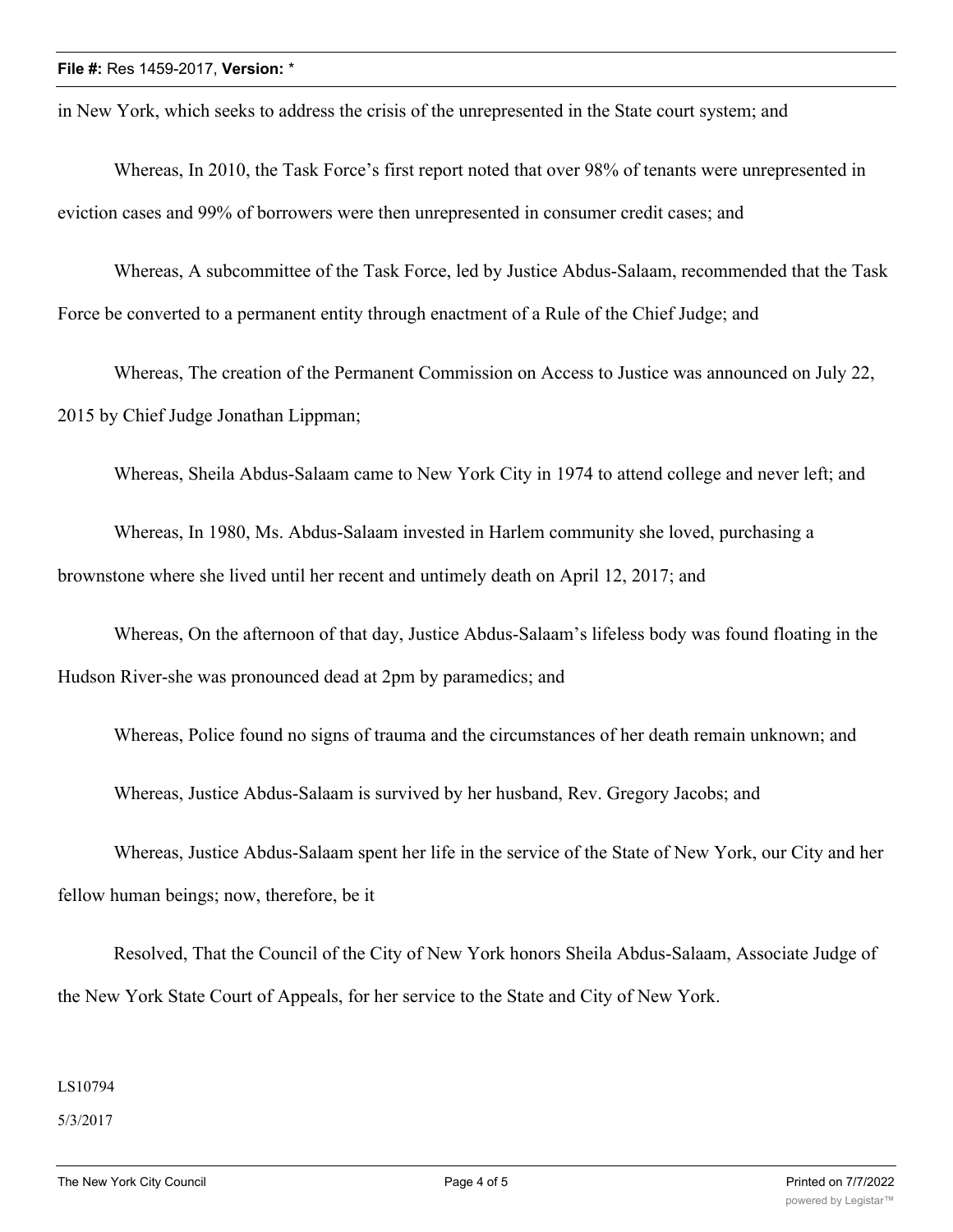in New York, which seeks to address the crisis of the unrepresented in the State court system; and

Whereas, In 2010, the Task Force's first report noted that over 98% of tenants were unrepresented in eviction cases and 99% of borrowers were then unrepresented in consumer credit cases; and

Whereas, A subcommittee of the Task Force, led by Justice Abdus-Salaam, recommended that the Task Force be converted to a permanent entity through enactment of a Rule of the Chief Judge; and

Whereas, The creation of the Permanent Commission on Access to Justice was announced on July 22, 2015 by Chief Judge Jonathan Lippman;

Whereas, Sheila Abdus-Salaam came to New York City in 1974 to attend college and never left; and

Whereas, In 1980, Ms. Abdus-Salaam invested in Harlem community she loved, purchasing a brownstone where she lived until her recent and untimely death on April 12, 2017; and

Whereas, On the afternoon of that day, Justice Abdus-Salaam's lifeless body was found floating in the Hudson River-she was pronounced dead at 2pm by paramedics; and

Whereas, Police found no signs of trauma and the circumstances of her death remain unknown; and

Whereas, Justice Abdus-Salaam is survived by her husband, Rev. Gregory Jacobs; and

Whereas, Justice Abdus-Salaam spent her life in the service of the State of New York, our City and her fellow human beings; now, therefore, be it

Resolved, That the Council of the City of New York honors Sheila Abdus-Salaam, Associate Judge of the New York State Court of Appeals, for her service to the State and City of New York.

LS10794

5/3/2017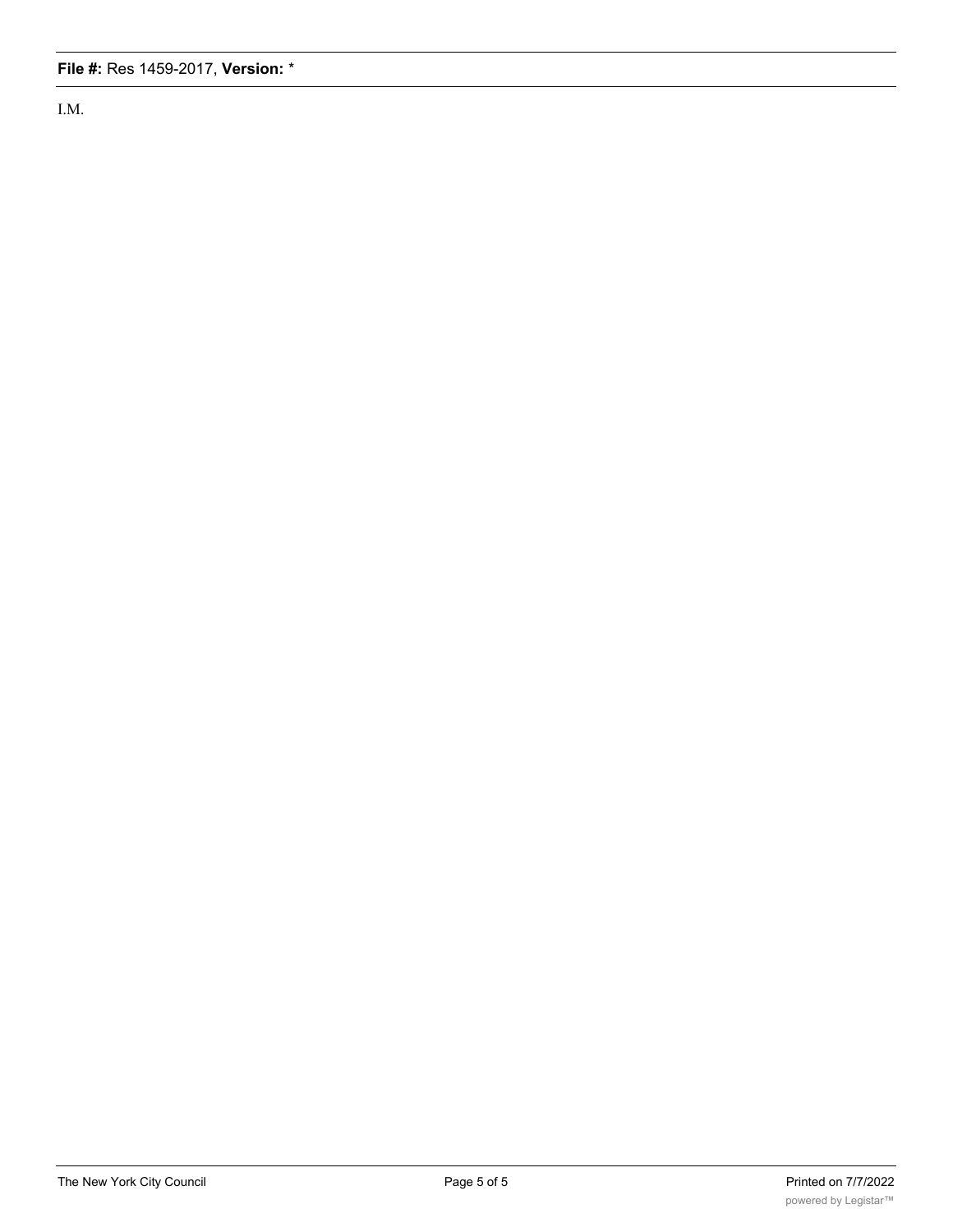I.M.